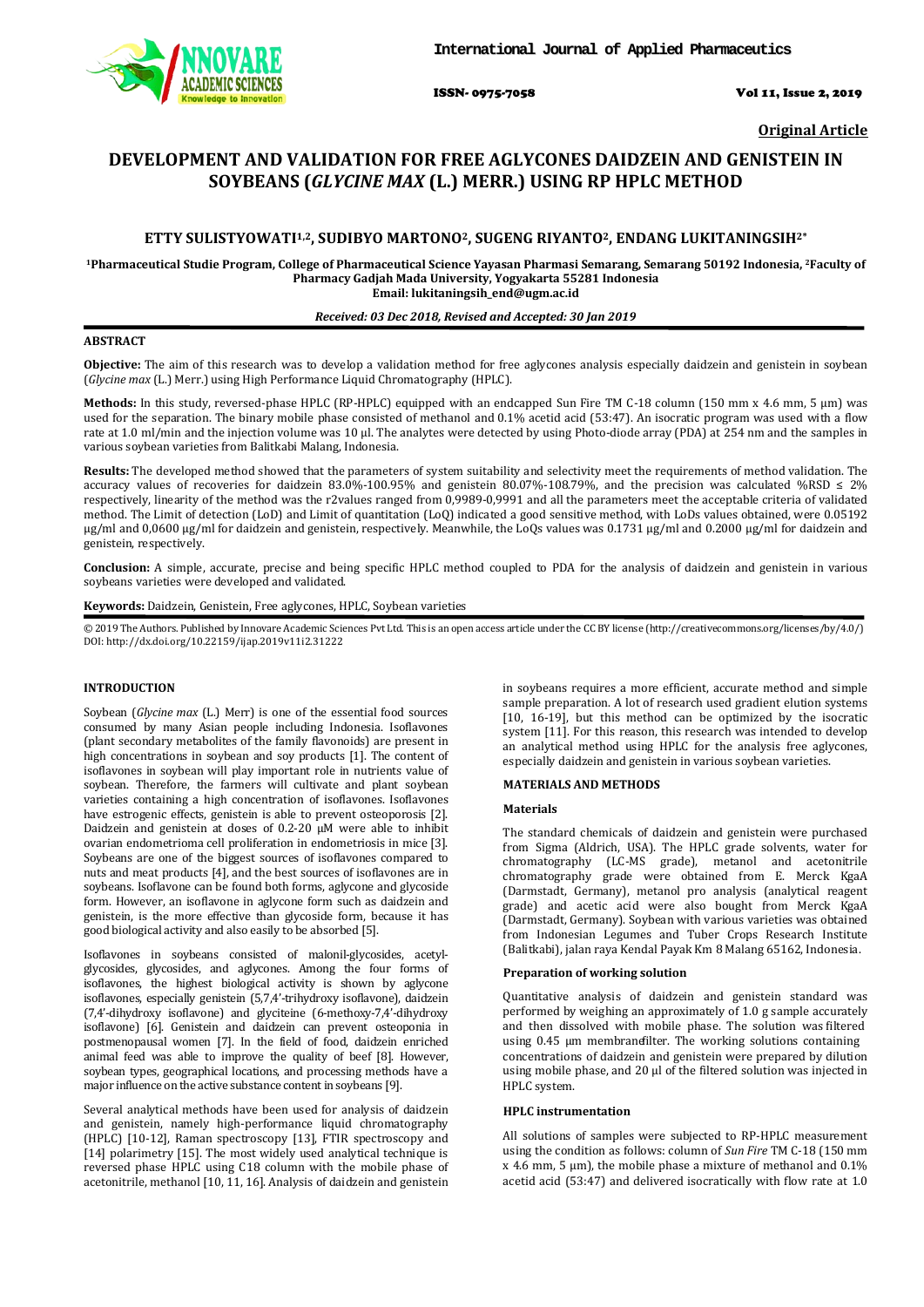Original Article

# DEVELOPMENT AND VALIDATION FOR FREE AGLYCONES DAIDZEIN AND GENISTEIN IN SOYBEANS (*GLYCINE MAX* (L.) MERR.) USING RP HPLC METHOD

**ETTY SULISTYOWATI[1,2], SUDIBYO MARTONO[2], SUGENG RIYANTO[2], ENDANG LUKITANINGSIH[2*]**

**[1]Pharmaceutical Studie Program, College of Pharmaceutical Science Yayasan Pharmasi Semarang, Semarang 50192 Indonesia, [2]Faculty of Pharmacy Gadjah Mada University, Yogyakarta 55281 Indonesia**
**Email: lukitaningsih_end@ugm.ac.id**

***Received: 03 Dec 2018, Revised and Accepted: 30 Jan 2019***

## ABSTRACT

**Objective:** The aim of this research was to develop a validation method for free aglycones analysis especially daidzein and genistein in soybean (*Glycine max* (L.) Merr.) using High Performance Liquid Chromatography (HPLC).

**Methods:** In this study, reversed-phase HPLC (RP-HPLC) equipped with an endcapped Sun Fire TM C-18 column (150 mm x 4.6 mm, 5 µm) was used for the separation. The binary mobile phase consisted of methanol and 0.1% acetid acid (53:47). An isocratic program was used with a flow rate at 1.0 ml/min and the injection volume was 10 µl. The analytes were detected by using Photo-diode array (PDA) at 254 nm and the samples in various soybean varieties from Balitkabi Malang, Indonesia.

**Results:** The developed method showed that the parameters of system suitability and selectivity meet the requirements of method validation. The accuracy values of recoveries for daidzein 83.0%-100.95% and genistein 80.07%-108.79%, and the precision was calculated %RSD ≤ 2% respectively, linearity of the method was the r2values ranged from 0,9989-0,9991 and all the parameters meet the acceptable criteria of validated method. The Limit of detection (LoD) and Limit of quantitation (LoQ) indicated a good sensitive method, with LoDs values obtained, were 0.05192 µg/ml and 0,0600 µg/ml for daidzein and genistein, respectively. Meanwhile, the LoQs values was 0.1731 µg/ml and 0.2000 µg/ml for daidzein and genistein, respectively.

**Conclusion:** A simple, accurate, precise and being specific HPLC method coupled to PDA for the analysis of daidzein and genistein in various soybeans varieties were developed and validated.

**Keywords:** Daidzein, Genistein, Free aglycones, HPLC, Soybean varieties

© 2019 The Authors. Published by Innovare Academic Sciences Pvt Ltd. This is an open access article under the CC BY license (http://creativecommons.org/licenses/by/4.0/)
DOI: http://dx.doi.org/10.22159/ijap.2019v11i2.31222

## INTRODUCTION

Soybean (*Glycine max* (L.) Merr) is one of the essential food sources consumed by many Asian people including Indonesia. Isoflavones (plant secondary metabolites of the family flavonoids) are present in high concentrations in soybean and soy products [1]. The content of isoflavones in soybean will play important role in nutrients value of soybean. Therefore, the farmers will cultivate and plant soybean varieties containing a high concentration of isoflavones. Isoflavones have estrogenic effects, genistein is able to prevent osteoporosis [2]. Daidzein and genistein at doses of 0.2-20 µM were able to inhibit ovarian endometrioma cell proliferation in endometriosis in mice [3]. Soybeans are one of the biggest sources of isoflavones compared to nuts and meat products [4], and the best sources of isoflavones are in soybeans. Isoflavone can be found both forms, aglycone and glycoside form. However, an isoflavone in aglycone form such as daidzein and genistein, is the more effective than glycoside form, because it has good biological activity and also easily to be absorbed [5].

Isoflavones in soybeans consisted of malonil-glycosides, acetyl-glycosides, glycosides, and aglycones. Among the four forms of isoflavones, the highest biological activity is shown by aglycone isoflavones, especially genistein (5,7,4'-trihydroxy isoflavone), daidzein (7,4'-dihydroxy isoflavone) and glyciteine (6-methoxy-7,4'-dihydroxy isoflavone) [6]. Genistein and daidzein can prevent osteoponia in postmenopausal women [7]. In the field of food, daidzein enriched animal feed was able to improve the quality of beef [8]. However, soybean types, geographical locations, and processing methods have a major influence on the active substance content in soybeans [9].

Several analytical methods have been used for analysis of daidzein and genistein, namely high-performance liquid chromatography (HPLC) [10-12], Raman spectroscopy [13], FTIR spectroscopy and [14] polarimetry [15]. The most widely used analytical technique is reversed phase HPLC using C18 column with the mobile phase of acetonitrile, methanol [10, 11, 16]. Analysis of daidzein and genistein in soybeans requires a more efficient, accurate method and simple sample preparation. A lot of research used gradient elution systems [10, 16-19], but this method can be optimized by the isocratic system [11]. For this reason, this research was intended to develop an analytical method using HPLC for the analysis free aglycones, especially daidzein and genistein in various soybean varieties.

## MATERIALS AND METHODS

### Materials

The standard chemicals of daidzein and genistein were purchased from Sigma (Aldrich, USA). The HPLC grade solvents, water for chromatography (LC-MS grade), metanol and acetonitrile chromatography grade were obtained from E. Merck KgaA (Darmstadt, Germany), metanol pro analysis (analytical reagent grade) and acetic acid were also bought from Merck KgaA (Darmstadt, Germany). Soybean with various varieties was obtained from Indonesian Legumes and Tuber Crops Research Institute (Balitkabi), jalan raya Kendal Payak Km 8 Malang 65162, Indonesia.

### Preparation of working solution

Quantitative analysis of daidzein and genistein standard was performed by weighing an approximately of 1.0 g sample accurately and then dissolved with mobile phase. The solution was filtered using 0.45 µm membranefilter. The working solutions containing concentrations of daidzein and genistein were prepared by dilution using mobile phase, and 20 µl of the filtered solution was injected in HPLC system.

### HPLC instrumentation

All solutions of samples were subjected to RP-HPLC measurement using the condition as follows: column of *Sun Fire* TM C-18 (150 mm x 4.6 mm, 5 µm), the mobile phase a mixture of methanol and 0.1% acetid acid (53:47) and delivered isocratically with flow rate at 1.0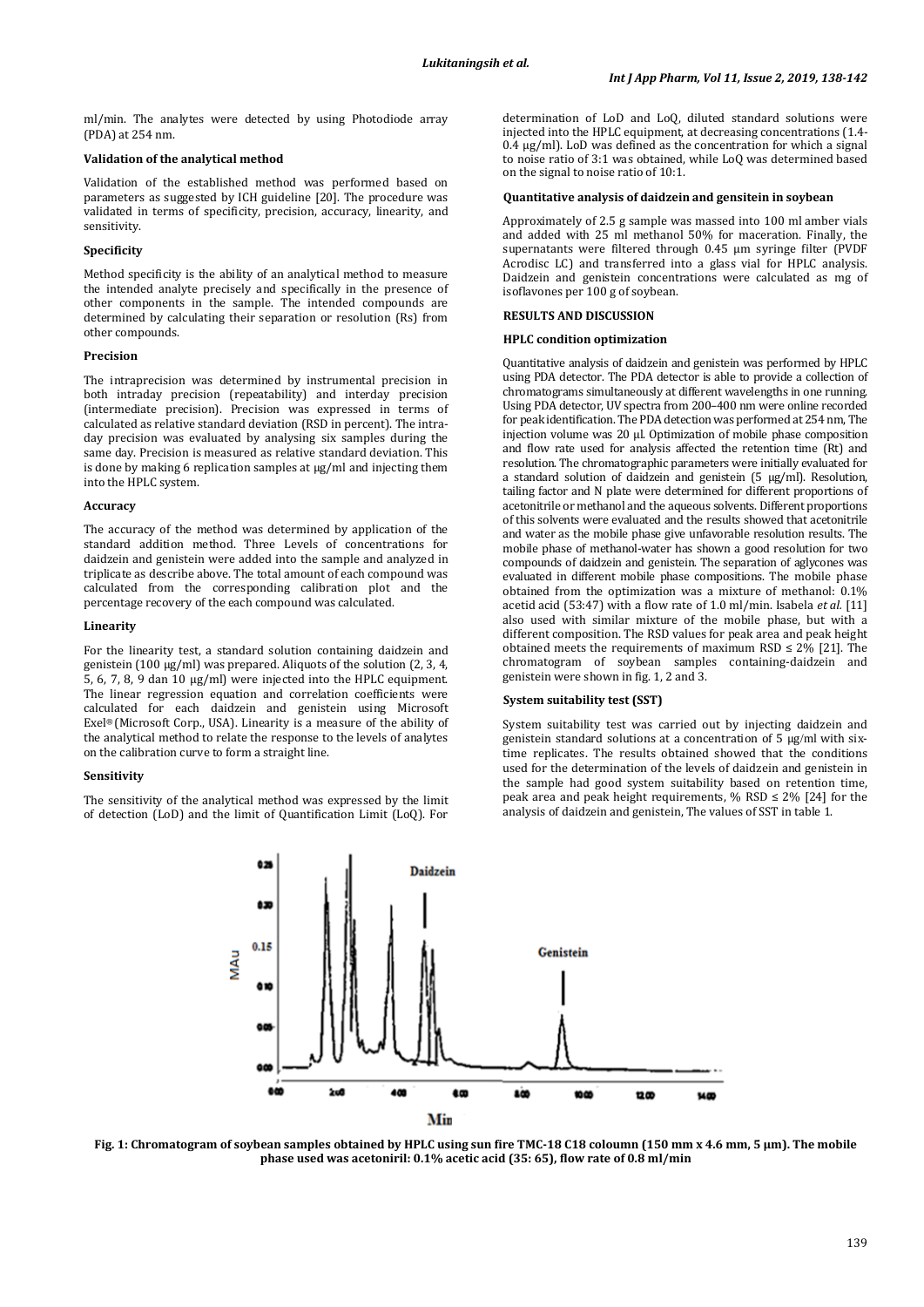ml/min. The analytes were detected by using Photodiode array (PDA) at 254 nm.

### Validation of the analytical method

Validation of the established method was performed based on parameters as suggested by ICH guideline [20]. The procedure was validated in terms of specificity, precision, accuracy, linearity, and sensitivity.

### Specificity

Method specificity is the ability of an analytical method to measure the intended analyte precisely and specifically in the presence of other components in the sample. The intended compounds are determined by calculating their separation or resolution (Rs) from other compounds.

### Precision

The intraprecision was determined by instrumental precision in both intraday precision (repeatability) and interday precision (intermediate precision). Precision was expressed in terms of calculated as relative standard deviation (RSD in percent). The intra-day precision was evaluated by analysing six samples during the same day. Precision is measured as relative standard deviation. This is done by making 6 replication samples at μg/ml and injecting them into the HPLC system.

### Accuracy

The accuracy of the method was determined by application of the standard addition method. Three Levels of concentrations for daidzein and genistein were added into the sample and analyzed in triplicate as describe above. The total amount of each compound was calculated from the corresponding calibration plot and the percentage recovery of the each compound was calculated.

### Linearity

For the linearity test, a standard solution containing daidzein and genistein (100 μg/ml) was prepared. Aliquots of the solution (2, 3, 4, 5, 6, 7, 8, 9 dan 10 μg/ml) were injected into the HPLC equipment. The linear regression equation and correlation coefficients were calculated for each daidzein and genistein using Microsoft Exel® (Microsoft Corp., USA). Linearity is a measure of the ability of the analytical method to relate the response to the levels of analytes on the calibration curve to form a straight line.

### Sensitivity

The sensitivity of the analytical method was expressed by the limit of detection (LoD) and the limit of Quantification Limit (LoQ). For determination of LoD and LoQ, diluted standard solutions were injected into the HPLC equipment, at decreasing concentrations (1.4-0.4 μg/ml). LoD was defined as the concentration for which a signal to noise ratio of 3:1 was obtained, while LoQ was determined based on the signal to noise ratio of 10:1.

### Quantitative analysis of daidzein and gensitein in soybean

Approximately of 2.5 g sample was massed into 100 ml amber vials and added with 25 ml methanol 50% for maceration. Finally, the supernatants were filtered through 0.45 μm syringe filter (PVDF Acrodisc LC) and transferred into a glass vial for HPLC analysis. Daidzein and genistein concentrations were calculated as mg of isoflavones per 100 g of soybean.

## RESULTS AND DISCUSSION

### HPLC condition optimization

Quantitative analysis of daidzein and genistein was performed by HPLC using PDA detector. The PDA detector is able to provide a collection of chromatograms simultaneously at different wavelengths in one running. Using PDA detector, UV spectra from 200–400 nm were online recorded for peak identification. The PDA detection was performed at 254 nm, The injection volume was 20 μl. Optimization of mobile phase composition and flow rate used for analysis affected the retention time (Rt) and resolution. The chromatographic parameters were initially evaluated for a standard solution of daidzein and genistein (5 μg/ml). Resolution, tailing factor and N plate were determined for different proportions of acetonitrile or methanol and the aqueous solvents. Different proportions of this solvents were evaluated and the results showed that acetonitrile and water as the mobile phase give unfavorable resolution results. The mobile phase of methanol-water has shown a good resolution for two compounds of daidzein and genistein. The separation of aglycones was evaluated in different mobile phase compositions. The mobile phase obtained from the optimization was a mixture of methanol: 0.1% acetid acid (53:47) with a flow rate of 1.0 ml/min. Isabela *et al.* [11] also used with similar mixture of the mobile phase, but with a different composition. The RSD values for peak area and peak height obtained meets the requirements of maximum RSD ≤ 2% [21]. The chromatogram of soybean samples containing-daidzein and genistein were shown in fig. 1, 2 and 3.

### System suitability test (SST)

System suitability test was carried out by injecting daidzein and genistein standard solutions at a concentration of 5 μg/ml with six-time replicates. The results obtained showed that the conditions used for the determination of the levels of daidzein and genistein in the sample had good system suitability based on retention time, peak area and peak height requirements, % RSD ≤ 2% [24] for the analysis of daidzein and genistein, The values of SST in table 1.

**Fig. 1: Chromatogram of soybean samples obtained by HPLC using sun fire TMC-18 C18 coloumn (150 mm x 4.6 mm, 5 μm). The mobile phase used was acetoniril: 0.1% acetic acid (35: 65), flow rate of 0.8 ml/min**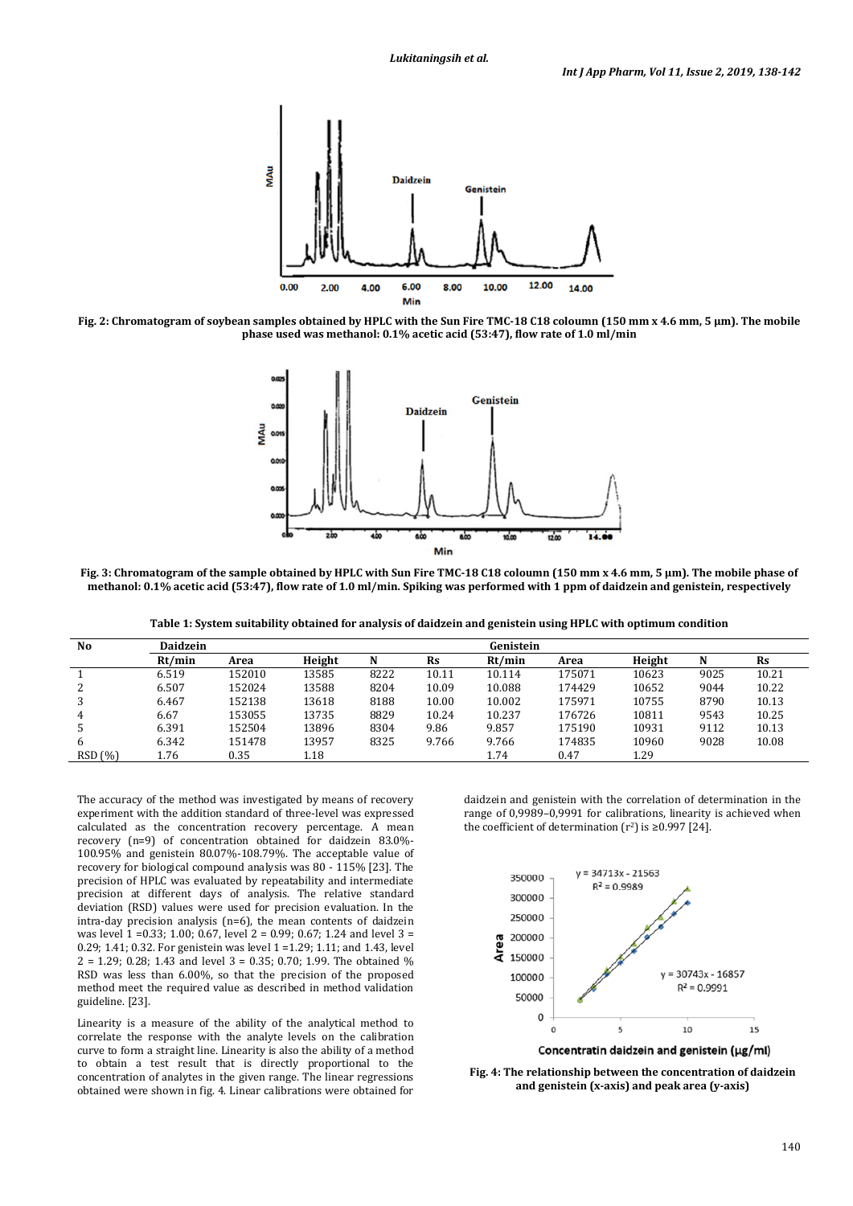Fig. 2: Chromatogram of soybean samples obtained by HPLC with the Sun Fire TMC-18 C18 coloumn (150 mm x 4.6 mm, 5 µm). The mobile phase used was methanol: 0.1% acetic acid (53:47), flow rate of 1.0 ml/min

Fig. 3: Chromatogram of the sample obtained by HPLC with Sun Fire TMC-18 C18 coloumn (150 mm x 4.6 mm, 5 µm). The mobile phase of methanol: 0.1% acetic acid (53:47), flow rate of 1.0 ml/min. Spiking was performed with 1 ppm of daidzein and genistein, respectively

**Table 1: System suitability obtained for analysis of daidzein and genistein using HPLC with optimum condition**

| No | Daidzein | | | | | Genistein | | | | |
|---|---|---|---|---|---|---|---|---|---|---|
| | Rt/min | Area | Height | N | Rs | Rt/min | Area | Height | N | Rs |
| 1 | 6.519 | 152010 | 13585 | 8222 | 10.11 | 10.114 | 175071 | 10623 | 9025 | 10.21 |
| 2 | 6.507 | 152024 | 13588 | 8204 | 10.09 | 10.088 | 174429 | 10652 | 9044 | 10.22 |
| 3 | 6.467 | 152138 | 13618 | 8188 | 10.00 | 10.002 | 175971 | 10755 | 8790 | 10.13 |
| 4 | 6.67 | 153055 | 13735 | 8829 | 10.24 | 10.237 | 176726 | 10811 | 9543 | 10.25 |
| 5 | 6.391 | 152504 | 13896 | 8304 | 9.86 | 9.857 | 175190 | 10931 | 9112 | 10.13 |
| 6 | 6.342 | 151478 | 13957 | 8325 | 9.766 | 9.766 | 174835 | 10960 | 9028 | 10.08 |
| RSD (%) | 1.76 | 0.35 | 1.18 | | | 1.74 | 0.47 | 1.29 | | |

The accuracy of the method was investigated by means of recovery experiment with the addition standard of three-level was expressed calculated as the concentration recovery percentage. A mean recovery (n=9) of concentration obtained for daidzein 83.0%-100.95% and genistein 80.07%-108.79%. The acceptable value of recovery for biological compound analysis was 80 - 115% [23]. The precision of HPLC was evaluated by repeatability and intermediate precision at different days of analysis. The relative standard deviation (RSD) values were used for precision evaluation. In the intra-day precision analysis (n=6), the mean contents of daidzein was level 1 =0.33; 1.00; 0.67, level 2 = 0.99; 0.67; 1.24 and level 3 = 0.29; 1.41; 0.32. For genistein was level 1 =1.29; 1.11; and 1.43, level 2 = 1.29; 0.28; 1.43 and level 3 = 0.35; 0.70; 1.99. The obtained % RSD was less than 6.00%, so that the precision of the proposed method meet the required value as described in method validation guideline. [23].

Linearity is a measure of the ability of the analytical method to correlate the response with the analyte levels on the calibration curve to form a straight line. Linearity is also the ability of a method to obtain a test result that is directly proportional to the concentration of analytes in the given range. The linear regressions obtained were shown in fig. 4. Linear calibrations were obtained for daidzein and genistein with the correlation of determination in the range of 0,9989–0,9991 for calibrations, linearity is achieved when the coefficient of determination ($r^2$) is ≥0.997 [24].

Fig. 4: The relationship between the concentration of daidzein and genistein (x-axis) and peak area (y-axis)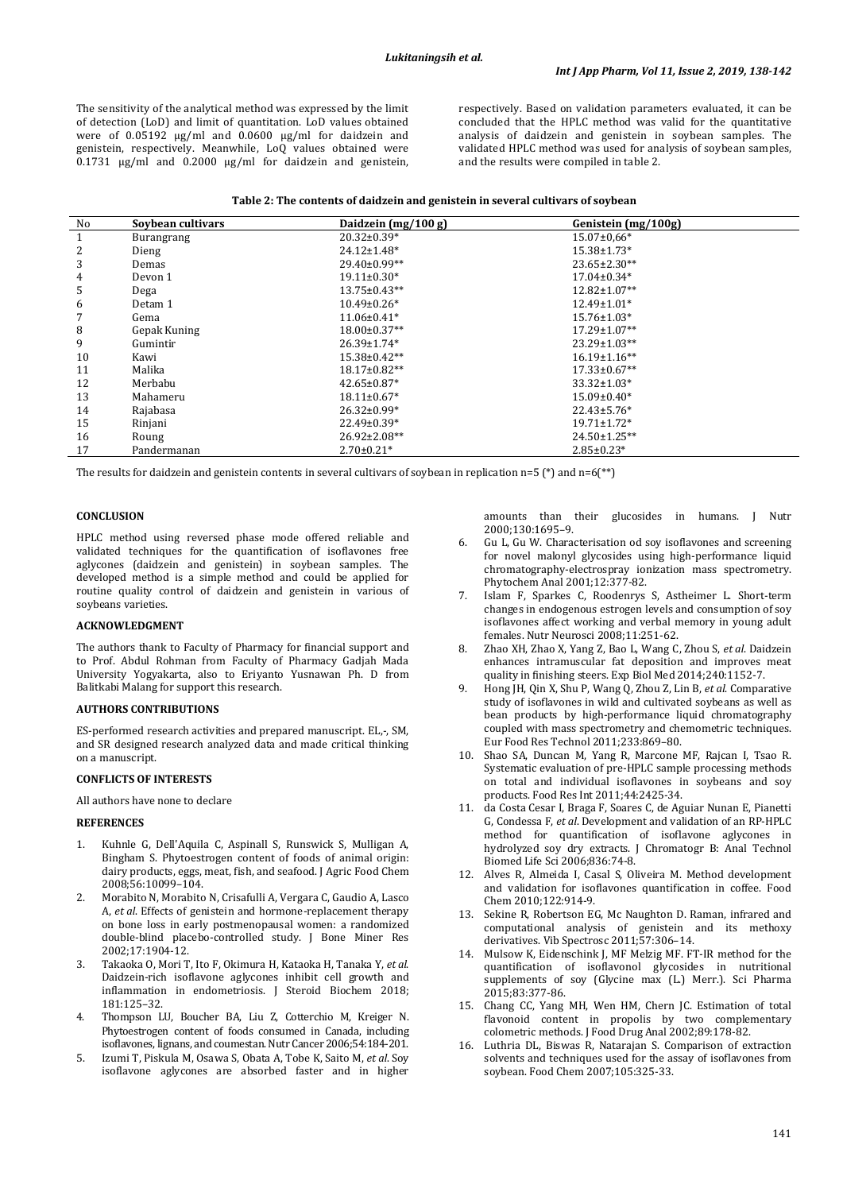The sensitivity of the analytical method was expressed by the limit of detection (LoD) and limit of quantitation. LoD values obtained were of 0.05192 µg/ml and 0.0600 µg/ml for daidzein and genistein, respectively. Meanwhile, LoQ values obtained were 0.1731 µg/ml and 0.2000 µg/ml for daidzein and genistein, respectively. Based on validation parameters evaluated, it can be concluded that the HPLC method was valid for the quantitative analysis of daidzein and genistein in soybean samples. The validated HPLC method was used for analysis of soybean samples, and the results were compiled in table 2.

**Table 2: The contents of daidzein and genistein in several cultivars of soybean**

| No | Soybean cultivars | Daidzein (mg/100 g) | Genistein (mg/100g) |
|---|---|---|---|
| 1 | Burangrang | 20.32±0.39* | 15.07±0,66* |
| 2 | Dieng | 24.12±1.48* | 15.38±1.73* |
| 3 | Demas | 29.40±0.99** | 23.65±2.30** |
| 4 | Devon 1 | 19.11±0.30* | 17.04±0.34* |
| 5 | Dega | 13.75±0.43** | 12.82±1.07** |
| 6 | Detam 1 | 10.49±0.26* | 12.49±1.01* |
| 7 | Gema | 11.06±0.41* | 15.76±1.03* |
| 8 | Gepak Kuning | 18.00±0.37** | 17.29±1.07** |
| 9 | Gumintir | 26.39±1.74* | 23.29±1.03** |
| 10 | Kawi | 15.38±0.42** | 16.19±1.16** |
| 11 | Malika | 18.17±0.82** | 17.33±0.67** |
| 12 | Merbabu | 42.65±0.87* | 33.32±1.03* |
| 13 | Mahameru | 18.11±0.67* | 15.09±0.40* |
| 14 | Rajabasa | 26.32±0.99* | 22.43±5.76* |
| 15 | Rinjani | 22.49±0.39* | 19.71±1.72* |
| 16 | Roung | 26.92±2.08** | 24.50±1.25** |
| 17 | Pandermanan | 2.70±0.21* | 2.85±0.23* |

The results for daidzein and genistein contents in several cultivars of soybean in replication n=5 (*) and n=6(**)

## CONCLUSION

HPLC method using reversed phase mode offered reliable and validated techniques for the quantification of isoflavones free aglycones (daidzein and genistein) in soybean samples. The developed method is a simple method and could be applied for routine quality control of daidzein and genistein in various of soybeans varieties.

## ACKNOWLEDGMENT

The authors thank to Faculty of Pharmacy for financial support and to Prof. Abdul Rohman from Faculty of Pharmacy Gadjah Mada University Yogyakarta, also to Eriyanto Yusnawan Ph. D from Balitkabi Malang for support this research.

## AUTHORS CONTRIBUTIONS

ES-performed research activities and prepared manuscript. EL,-, SM, and SR designed research analyzed data and made critical thinking on a manuscript.

## CONFLICTS OF INTERESTS

All authors have none to declare

## REFERENCES

1. Kuhnle G, Dell'Aquila C, Aspinall S, Runswick S, Mulligan A, Bingham S. Phytoestrogen content of foods of animal origin: dairy products, eggs, meat, fish, and seafood. J Agric Food Chem 2008;56:10099–104.
2. Morabito N, Morabito N, Crisafulli A, Vergara C, Gaudio A, Lasco A, *et al*. Effects of genistein and hormone-replacement therapy on bone loss in early postmenopausal women: a randomized double-blind placebo-controlled study. J Bone Miner Res 2002;17:1904-12.
3. Takaoka O, Mori T, Ito F, Okimura H, Kataoka H, Tanaka Y, *et al*. Daidzein-rich isoflavone aglycones inhibit cell growth and inflammation in endometriosis. J Steroid Biochem 2018; 181:125–32.
4. Thompson LU, Boucher BA, Liu Z, Cotterchio M, Kreiger N. Phytoestrogen content of foods consumed in Canada, including isoflavones, lignans, and coumestan. Nutr Cancer 2006;54:184-201.
5. Izumi T, Piskula M, Osawa S, Obata A, Tobe K, Saito M, *et al*. Soy isoflavone aglycones are absorbed faster and in higher amounts than their glucosides in humans. J Nutr 2000;130:1695–9.
6. Gu L, Gu W. Characterisation od soy isoflavones and screening for novel malonyl glycosides using high-performance liquid chromatography-electrospray ionization mass spectrometry. Phytochem Anal 2001;12:377-82.
7. Islam F, Sparkes C, Roodenrys S, Astheimer L. Short-term changes in endogenous estrogen levels and consumption of soy isoflavones affect working and verbal memory in young adult females. Nutr Neurosci 2008;11:251-62.
8. Zhao XH, Zhao X, Yang Z, Bao L, Wang C, Zhou S, *et al*. Daidzein enhances intramuscular fat deposition and improves meat quality in finishing steers. Exp Biol Med 2014;240:1152-7.
9. Hong JH, Qin X, Shu P, Wang Q, Zhou Z, Lin B, *et al*. Comparative study of isoflavones in wild and cultivated soybeans as well as bean products by high-performance liquid chromatography coupled with mass spectrometry and chemometric techniques. Eur Food Res Technol 2011;233:869–80.
10. Shao SA, Duncan M, Yang R, Marcone MF, Rajcan I, Tsao R. Systematic evaluation of pre-HPLC sample processing methods on total and individual isoflavones in soybeans and soy products. Food Res Int 2011;44:2425-34.
11. da Costa Cesar I, Braga F, Soares C, de Aguiar Nunan E, Pianetti G, Condessa F, *et al*. Development and validation of an RP-HPLC method for quantification of isoflavone aglycones in hydrolyzed soy dry extracts. J Chromatogr B: Anal Technol Biomed Life Sci 2006;836:74-8.
12. Alves R, Almeida I, Casal S, Oliveira M. Method development and validation for isoflavones quantification in coffee. Food Chem 2010;122:914-9.
13. Sekine R, Robertson EG, Mc Naughton D. Raman, infrared and computational analysis of genistein and its methoxy derivatives. Vib Spectrosc 2011;57:306–14.
14. Mulsow K, Eidenschink J, MF Melzig MF. FT-IR method for the quantification of isoflavonol glycosides in nutritional supplements of soy (Glycine max (L.) Merr.). Sci Pharma 2015;83:377-86.
15. Chang CC, Yang MH, Wen HM, Chern JC. Estimation of total flavonoid content in propolis by two complementary colometric methods. J Food Drug Anal 2002;89:178-82.
16. Luthria DL, Biswas R, Natarajan S. Comparison of extraction solvents and techniques used for the assay of isoflavones from soybean. Food Chem 2007;105:325-33.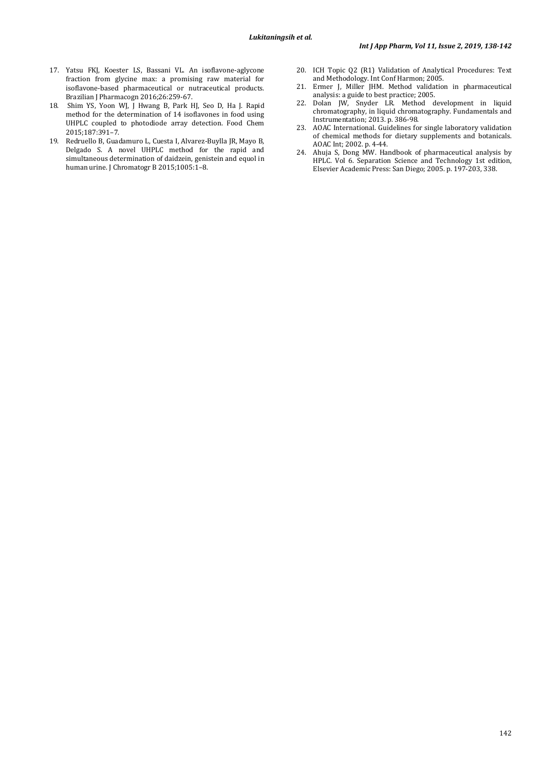17. Yatsu FKJ, Koester LS, Bassani VL. An isoflavone-aglycone fraction from glycine max: a promising raw material for isoflavone-based pharmaceutical or nutraceutical products. Brazilian J Pharmacogn 2016;26:259-67.
18. Shim YS, Yoon WJ, J Hwang B, Park HJ, Seo D, Ha J. Rapid method for the determination of 14 isoflavones in food using UHPLC coupled to photodiode array detection. Food Chem 2015;187:391–7.
19. Redruello B, Guadamuro L, Cuesta I, Alvarez-Buylla JR, Mayo B, Delgado S. A novel UHPLC method for the rapid and simultaneous determination of daidzein, genistein and equol in human urine. J Chromatogr B 2015;1005:1–8.
20. ICH Topic Q2 (R1) Validation of Analytical Procedures: Text and Methodology. Int Conf Harmon; 2005.
21. Ermer J, Miller JHM. Method validation in pharmaceutical analysis: a guide to best practice; 2005.
22. Dolan JW, Snyder LR. Method development in liquid chromatography, in liquid chromatography. Fundamentals and Instrumentation; 2013. p. 386-98.
23. AOAC International. Guidelines for single laboratory validation of chemical methods for dietary supplements and botanicals. AOAC Int; 2002. p. 4-44.
24. Ahuja S, Dong MW. Handbook of pharmaceutical analysis by HPLC. Vol 6. Separation Science and Technology 1st edition, Elsevier Academic Press: San Diego; 2005. p. 197-203, 338.